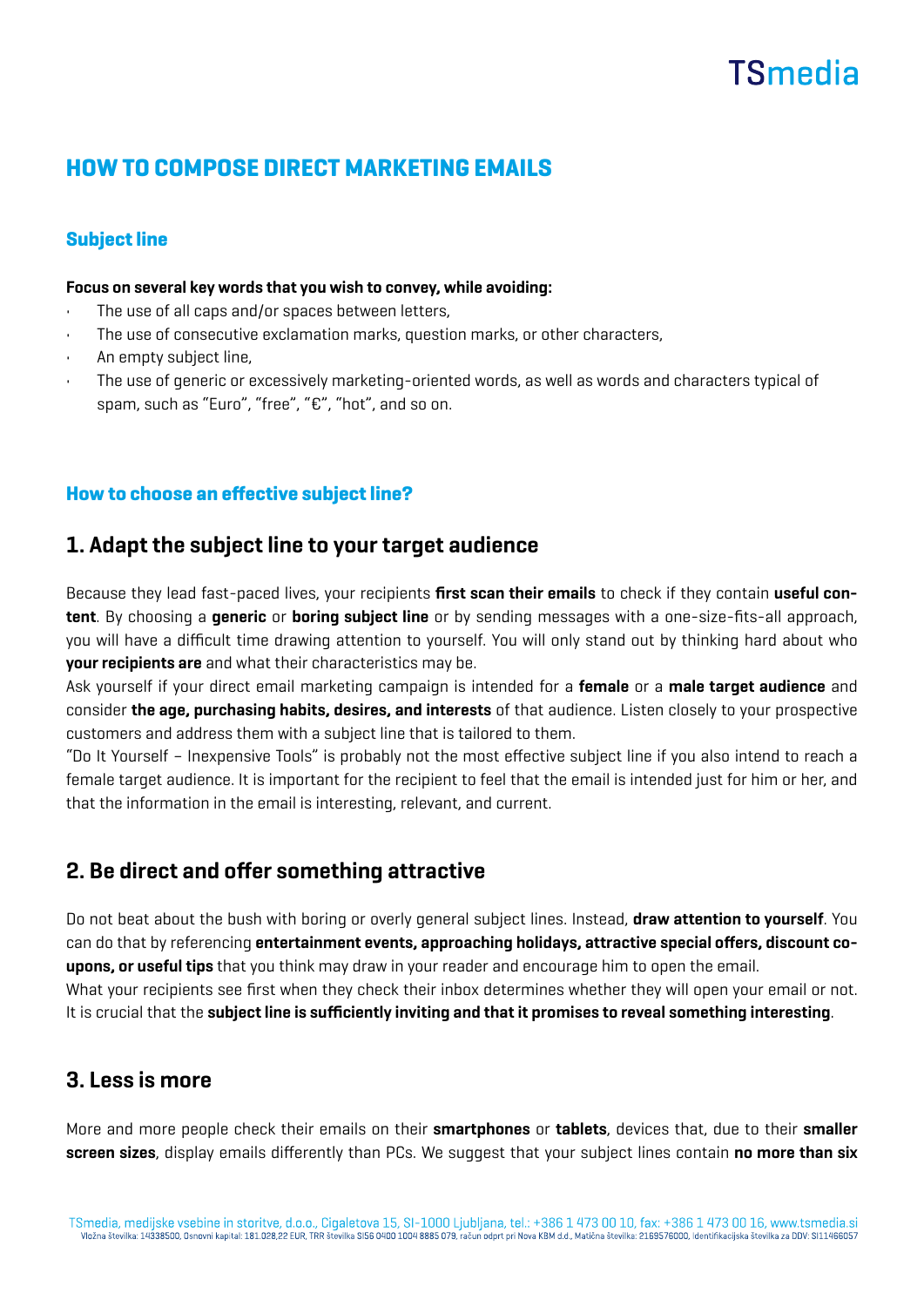# HOW TO COMPOSE DIRECT MARKETING EMAILS

## Subject line

**Focus on several key words that you wish to convey, while avoiding:**

- The use of all caps and/or spaces between letters,
- The use of consecutive exclamation marks, question marks, or other characters,
- An empty subject line,
- The use of generic or excessively marketing-oriented words, as well as words and characters typical of spam, such as "Euro", "free", "€", "hot", and so on.

### How to choose an effective subject line?

## 1. Adapt the subject line to your target audience

Because they lead fast-paced lives, your recipients **first scan their emails** to check if they contain **useful content**. By choosing a **generic** or **boring subject line** or by sending messages with a one-size-fits-all approach, you will have a difficult time drawing attention to yourself. You will only stand out by thinking hard about who **your recipients are** and what their characteristics may be.

Ask yourself if your direct email marketing campaign is intended for a **female** or a **male target audience** and consider **the age, purchasing habits, desires, and interests** of that audience. Listen closely to your prospective customers and address them with a subject line that is tailored to them.

"Do It Yourself – Inexpensive Tools" is probably not the most effective subject line if you also intend to reach a female target audience. It is important for the recipient to feel that the email is intended just for him or her, and that the information in the email is interesting, relevant, and current.

## 2. Be direct and offer something attractive

Do not beat about the bush with boring or overly general subject lines. Instead, **draw attention to yourself**. You can do that by referencing **entertainment events, approaching holidays, attractive special offers, discount coupons, or useful tips** that you think may draw in your reader and encourage him to open the email.

What your recipients see first when they check their inbox determines whether they will open your email or not. It is crucial that the **subject line is sufficiently inviting and that it promises to reveal something interesting**.

## 3. Less is more

More and more people check their emails on their **smartphones** or **tablets**, devices that, due to their **smaller screen sizes**, display emails differently than PCs. We suggest that your subject lines contain **no more than six**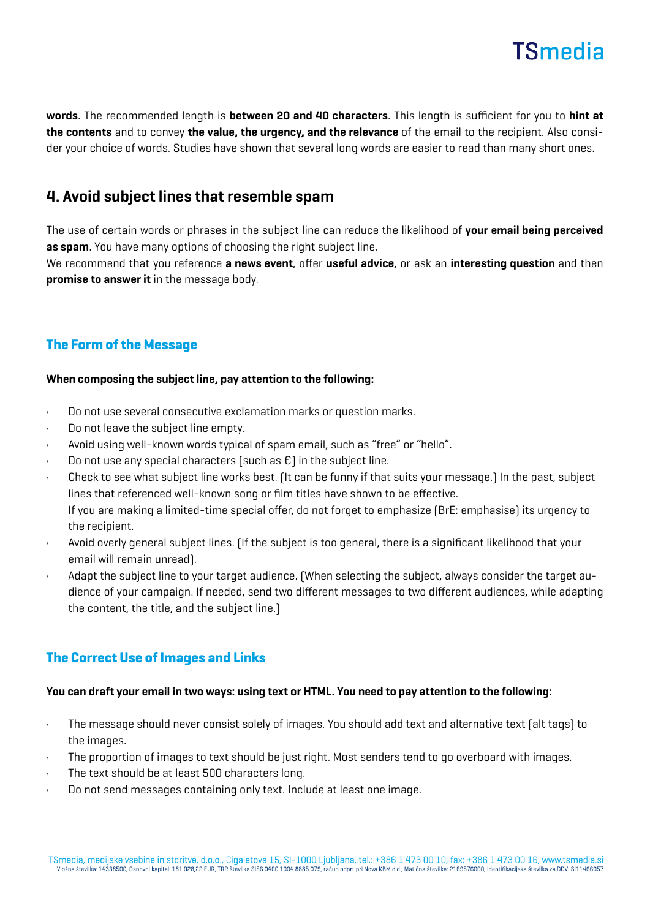**words**. The recommended length is **between 20 and 40 characters**. This length is sufficient for you to **hint at the contents** and to convey **the value, the urgency, and the relevance** of the email to the recipient. Also consider your choice of words. Studies have shown that several long words are easier to read than many short ones.

## 4. Avoid subject lines that resemble spam

The use of certain words or phrases in the subject line can reduce the likelihood of **your email being perceived as spam**. You have many options of choosing the right subject line.
We recommend that you reference **a news event**, offer **useful advice**, or ask an **interesting question** and then **promise to answer it** in the message body.

### The Form of the Message

**When composing the subject line, pay attention to the following:**

- Do not use several consecutive exclamation marks or question marks.
- Do not leave the subject line empty.
- Avoid using well-known words typical of spam email, such as "free" or "hello".
- Do not use any special characters (such as €) in the subject line.
- Check to see what subject line works best. (It can be funny if that suits your message.) In the past, subject lines that referenced well-known song or film titles have shown to be effective.
  If you are making a limited-time special offer, do not forget to emphasize (BrE: emphasise) its urgency to the recipient.
- Avoid overly general subject lines. (If the subject is too general, there is a significant likelihood that your email will remain unread).
- Adapt the subject line to your target audience. (When selecting the subject, always consider the target audience of your campaign. If needed, send two different messages to two different audiences, while adapting the content, the title, and the subject line.)

### The Correct Use of Images and Links

**You can draft your email in two ways: using text or HTML. You need to pay attention to the following:**

- The message should never consist solely of images. You should add text and alternative text (alt tags) to the images.
- The proportion of images to text should be just right. Most senders tend to go overboard with images.
- The text should be at least 500 characters long.
- Do not send messages containing only text. Include at least one image.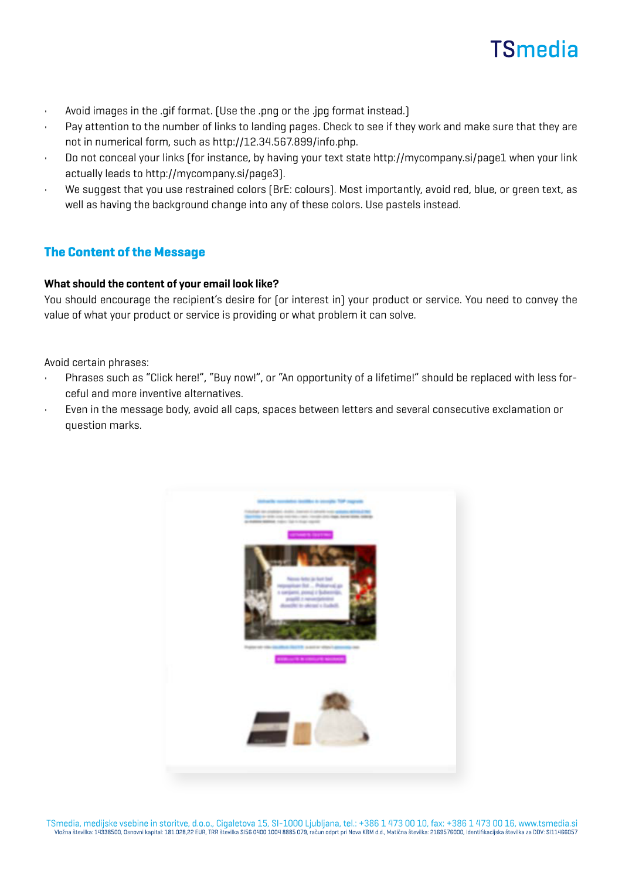- Avoid images in the .gif format. (Use the .png or the .jpg format instead.)
- Pay attention to the number of links to landing pages. Check to see if they work and make sure that they are not in numerical form, such as http://12.34.567.899/info.php.
- Do not conceal your links (for instance, by having your text state http://mycompany.si/page1 when your link actually leads to http://mycompany.si/page3).
- We suggest that you use restrained colors (BrE: colours). Most importantly, avoid red, blue, or green text, as well as having the background change into any of these colors. Use pastels instead.

## The Content of the Message

**What should the content of your email look like?**

You should encourage the recipient's desire for (or interest in) your product or service. You need to convey the value of what your product or service is providing or what problem it can solve.

Avoid certain phrases:

- Phrases such as "Click here!", "Buy now!", or "An opportunity of a lifetime!" should be replaced with less forceful and more inventive alternatives.
- Even in the message body, avoid all caps, spaces between letters and several consecutive exclamation or question marks.